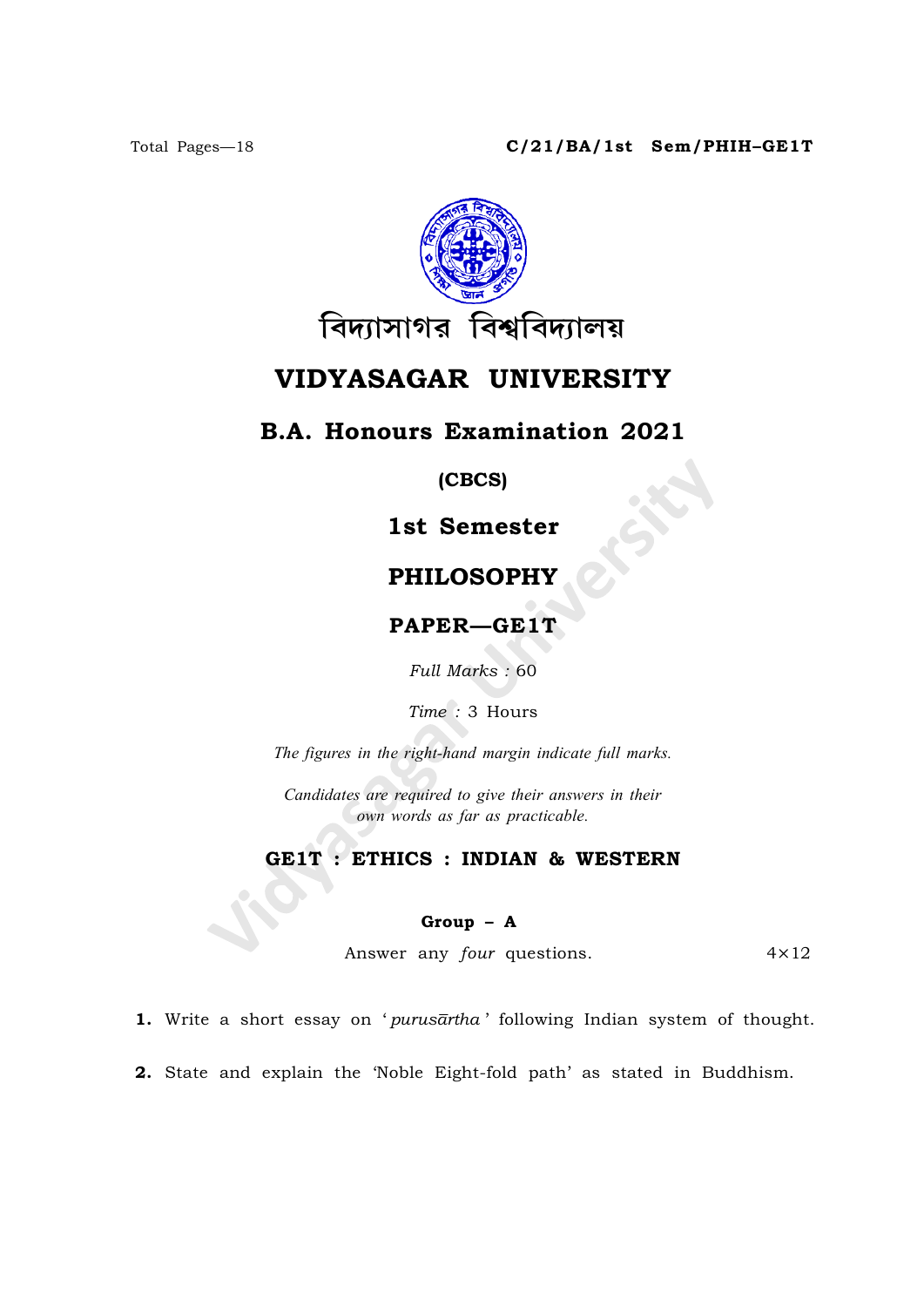Total Pages—18

**C/21/BA/1st Sem/PHIH–GE1T**

বিদ্যাসাগর বিশ্ববিদ্যালয়

# VIDYASAGAR UNIVERSITY

## B.A. Honours Examination 2021

**(CBCS)**

**1st Semester**

**PHILOSOPHY**

**PAPER—GE1T**

*Full Marks* : 60

*Time* : 3 Hours

*The figures in the right-hand margin indicate full marks.*

*Candidates are required to give their answers in their own words as far as practicable.*

### GE1T : ETHICS : INDIAN & WESTERN

**Group – A**

Answer any *four* questions. 4×12

**1.** Write a short essay on '*purusārtha*' following Indian system of thought.

**2.** State and explain the 'Noble Eight-fold path' as stated in Buddhism.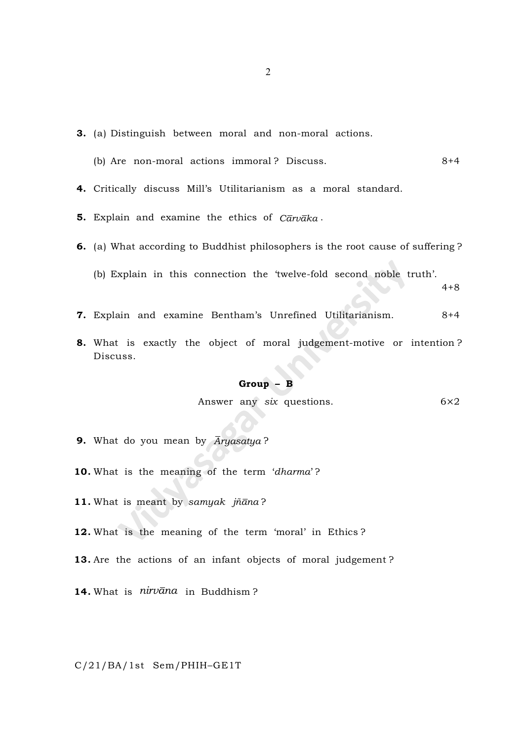3. (a) Distinguish between moral and non-moral actions.

   (b) Are non-moral actions immoral? Discuss. 8+4

4. Critically discuss Mill's Utilitarianism as a moral standard.

5. Explain and examine the ethics of *Cārvāka*.

6. (a) What according to Buddhist philosophers is the root cause of suffering?

   (b) Explain in this connection the 'twelve-fold second noble truth'. 4+8

7. Explain and examine Bentham's Unrefined Utilitarianism. 8+4

8. What is exactly the object of moral judgement-motive or intention? Discuss.

## Group – B

Answer any *six* questions. 6×2

9. What do you mean by *Āryasatya*?

10. What is the meaning of the term '*dharma*'?

11. What is meant by *samyak jñāna*?

12. What is the meaning of the term 'moral' in Ethics?

13. Are the actions of an infant objects of moral judgement?

14. What is *nirvāna* in Buddhism?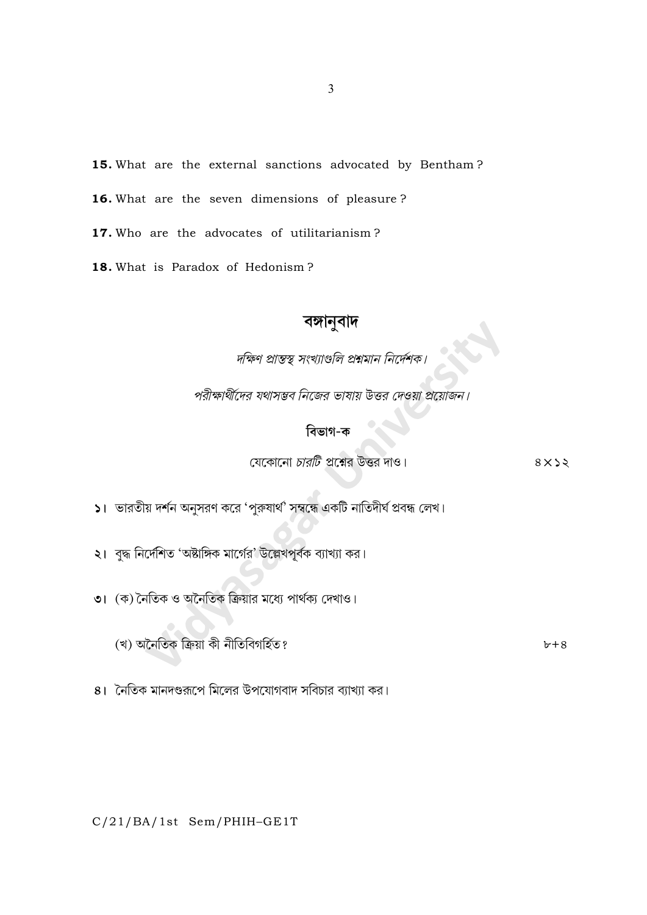**15.** What are the external sanctions advocated by Bentham ?

**16.** What are the seven dimensions of pleasure ?

**17.** Who are the advocates of utilitarianism ?

**18.** What is Paradox of Hedonism ?

## বঙ্গানুবাদ

*দক্ষিণ প্রান্তস্থ সংখ্যাগুলি প্রশ্নমান নির্দেশক।*

*পরীক্ষার্থীদের যথাসম্ভব নিজের ভাষায় উত্তর দেওয়া প্রয়োজন।*

### বিভাগ-ক

যেকোনো *চারটি* প্রশ্নের উত্তর দাও। ৪×১২

১। ভারতীয় দর্শন অনুসরণ করে 'পুরুষার্থ' সম্বন্ধে একটি নাতিদীর্ঘ প্রবন্ধ লেখ।

২। বুদ্ধ নির্দেশিত 'অষ্টাঙ্গিক মার্গের' উল্লেখপূর্বক ব্যাখ্যা কর।

৩। (ক) নৈতিক ও অনৈতিক ক্রিয়ার মধ্যে পার্থক্য দেখাও।

(খ) অনৈতিক ক্রিয়া কী নীতিবিগর্হিত? ৮+৪

৪। নৈতিক মানদণ্ডরূপে মিলের উপযোগবাদ সবিচার ব্যাখ্যা কর।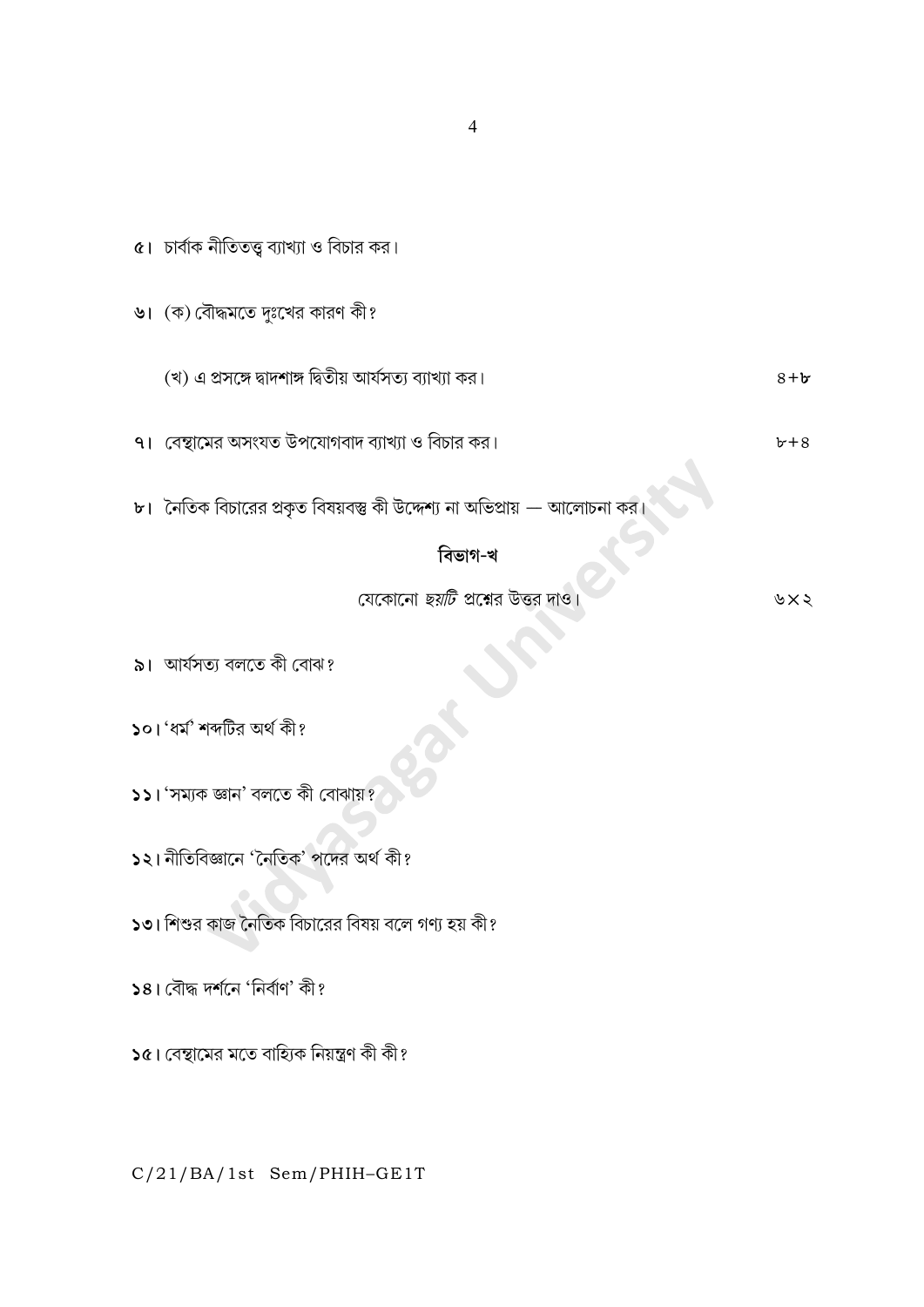৫। চার্বাক নীতিতত্ত্ব ব্যাখ্যা ও বিচার কর।

৬। (ক) বৌদ্ধমতে দুঃখের কারণ কী?

(খ) এ প্রসঙ্গে দ্বাদশাঙ্গ দ্বিতীয় আর্যসত্য ব্যাখ্যা কর। ৪+৮

৭। বেন্থামের অসংযত উপযোগবাদ ব্যাখ্যা ও বিচার কর। ৮+৪

৮। নৈতিক বিচারের প্রকৃত বিষয়বস্তু কী উদ্দেশ্য না অভিপ্রায় — আলোচনা কর।

## বিভাগ-খ

যেকোনো *ছয়টি* প্রশ্নের উত্তর দাও। ৬×২

৯। আর্যসত্য বলতে কী বোঝ?

১০। 'ধর্ম' শব্দটির অর্থ কী?

১১। 'সম্যক জ্ঞান' বলতে কী বোঝায়?

১২। নীতিবিজ্ঞানে 'নৈতিক' পদের অর্থ কী?

১৩। শিশুর কাজ নৈতিক বিচারের বিষয় বলে গণ্য হয় কী?

১৪। বৌদ্ধ দর্শনে 'নির্বাণ' কী?

১৫। বেন্থামের মতে বাহ্যিক নিয়ন্ত্রণ কী কী?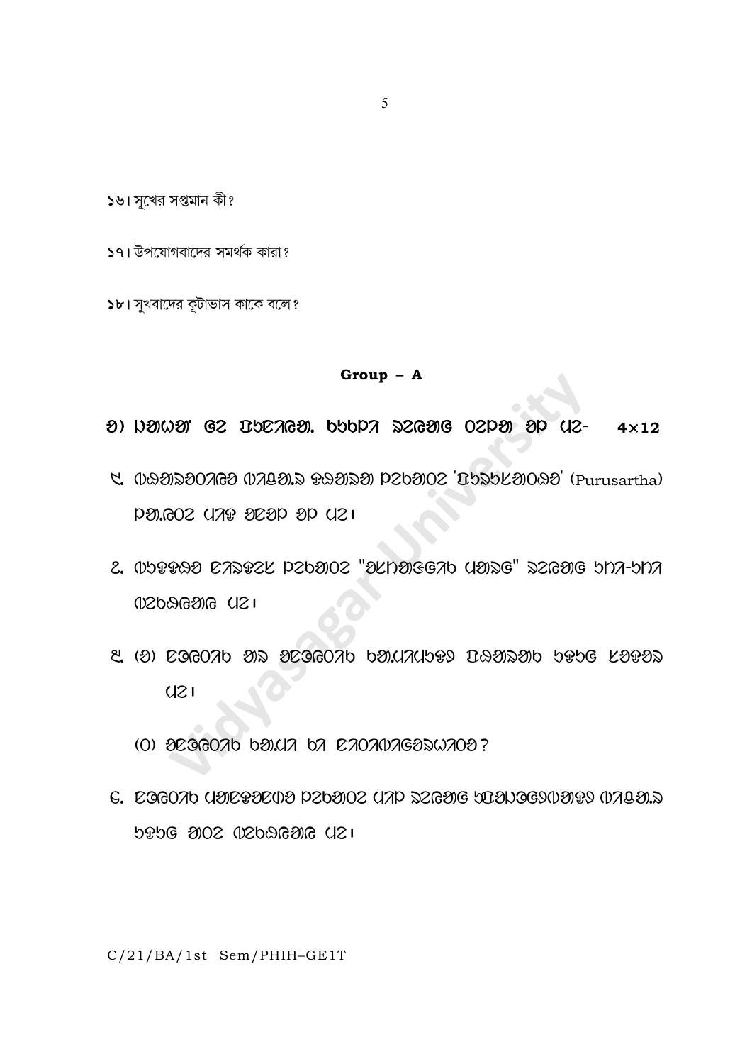১৬। সুখের সপ্তমান কী?

১৭। উপযোগবাদের সমর্থক কারা?

১৮। সুখবাদের কূটাভাস কাকে বলে?

**Group – A**

**4×12**

(Purusartha)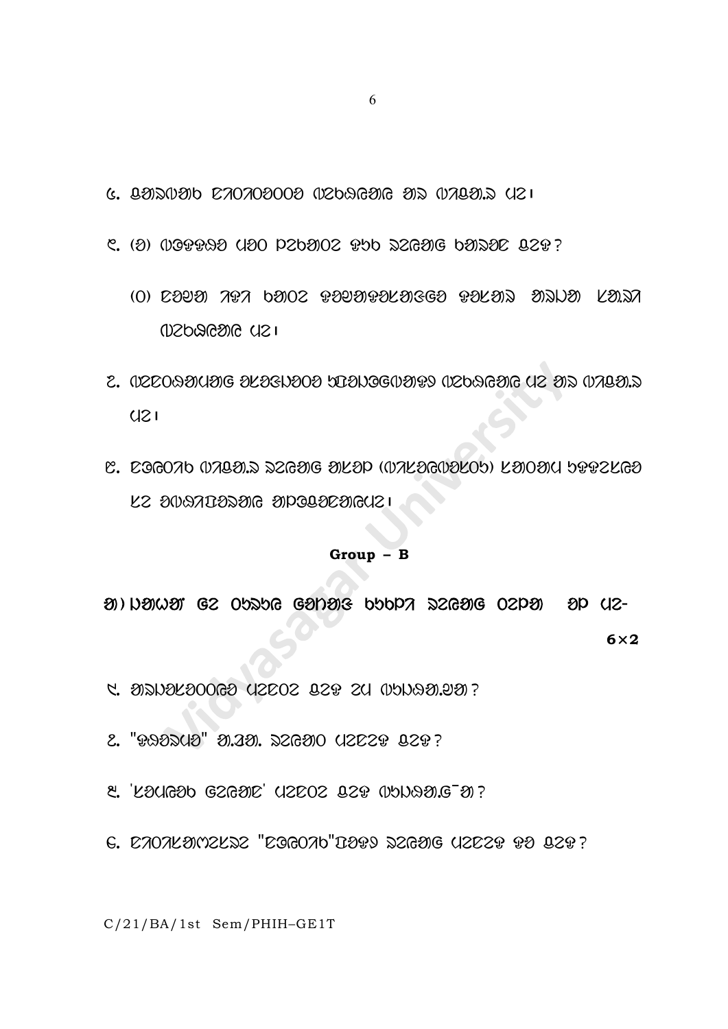᱕. ᱡᱟᱹᱱᱤᱵᱟᱹᱵ ᱪᱟᱨᱵᱟᱠᱚᱨ ᱵᱤᱪᱟᱹᱨ ᱟᱹᱨ ᱵᱟᱨᱱᱚᱱ ᱢᱮ ᱾

᱖. (ᱠ) ᱵᱩᱫᱫᱷᱚ ᱢᱚᱛ ᱯᱨᱚᱛᱤᱛᱚ ᱥᱟᱹᱛ ᱥᱮᱞᱮᱫ ᱵᱟᱹᱠᱤᱭᱟ ᱡᱮᱢ ?

(ᱛ) ᱪᱚᱛᱟᱨ ᱟᱨᱭᱟ ᱥᱟᱹᱛ ᱥᱚᱛᱟᱠᱥᱟᱹᱲᱤᱭᱟᱹ ᱥᱟᱹᱲᱤᱭᱟᱹ ᱠᱟᱹᱢᱤ ᱨᱟᱹᱥᱟᱹ ᱵᱤᱪᱟᱹᱨ ᱢᱮ ᱾

᱗. ᱵᱮᱥᱮᱥᱤᱠᱟᱹᱢᱟᱨ ᱫᱨᱚᱵᱽᱭᱚ ᱯᱚᱫᱟᱨᱛᱷᱚ ᱵᱤᱪᱟᱹᱨ ᱢᱮ ᱟᱹᱨ ᱵᱟᱨᱱᱚᱱ ᱢᱮ ᱾

᱘. ᱪᱟᱨᱵᱟᱠ ᱵᱟᱨᱱᱚᱱ ᱥᱮᱞᱮᱫ ᱟᱹᱛᱢᱟ (ᱵᱟᱹᱛᱢᱟᱵᱟᱫ) ᱠᱟᱹᱢᱤ ᱥᱚᱫᱚᱨ ᱠᱮ ᱟᱞᱚᱢᱟᱹᱱ ᱟᱹᱯᱩᱛ ᱢᱮ ᱾

**Group – B**

ᱠ) ᱞᱟᱛᱟᱨ ᱨᱮ ᱚᱥᱟᱨ ᱮᱞᱟᱹ ᱥᱟᱹᱵᱟᱹ ᱥᱮᱞᱮᱫ ᱚᱞ ᱠᱟᱹ ᱚᱞ ᱢᱮ- **6×2**

᱑. ᱟᱹᱞᱤᱛᱟᱨᱚᱜ ᱢᱮᱱᱮᱫ ᱡᱮᱢ ᱮᱢ ᱵᱟᱹᱞᱤᱠᱟᱹ.ᱛᱟᱹ ?

᱒. "ᱥᱟᱛᱩᱭᱟᱹᱣ" ᱟᱹ.ᱛᱟᱹ. ᱥᱮᱞᱮᱫ ᱢᱮᱱᱮᱫ ᱡᱮᱢ ?

᱓. 'ᱠᱚᱢᱟᱵ ᱨᱮᱞᱮᱫ' ᱢᱮᱱᱮᱫ ᱡᱮᱢ ᱵᱟᱹᱞᱤᱠᱟᱹ.ᱨᱮ ᱟᱹ ?

᱔. ᱪᱟᱨᱵᱟᱠᱟᱹᱵᱮᱠᱥᱮ "ᱪᱟᱨᱵᱟᱠ"ᱫᱚᱥ ᱥᱮᱞᱮᱫ ᱢᱮᱱᱮᱫ ᱥᱟ ᱡᱮᱢ ?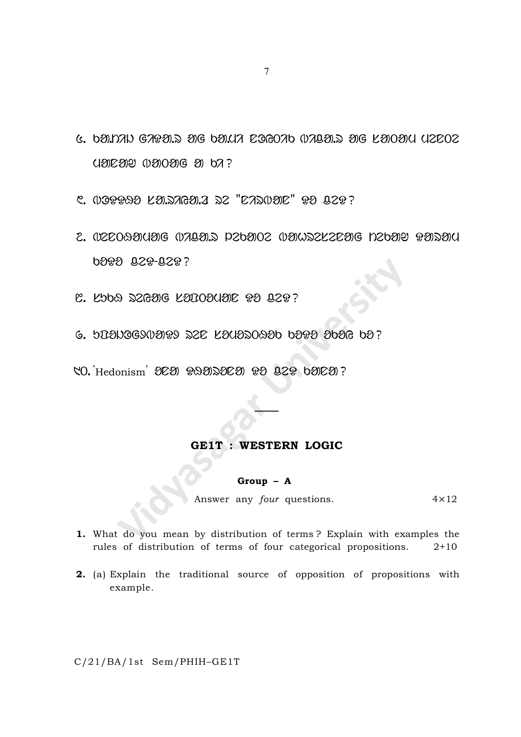᱖. ᱵᱟᱦᱨᱮ ᱜᱭᱟᱱ ᱟᱨ ᱵᱷᱤᱛᱨᱤ ᱥᱟᱹᱠᱷᱤ ᱩᱭᱦᱟᱹᱨ ᱟᱨ ᱠᱚᱱᱟᱹ ᱩᱞᱟᱹᱞ ᱩᱱᱟᱹᱜ ᱩᱫᱩᱜ ᱢᱮ ᱥᱮ ᱵᱟᱝ?

᱗. ᱱᱚᱭᱟᱭ ᱠᱟᱹᱱᱟᱹᱢᱮ ᱨᱮ "ᱥᱟᱢᱟᱱᱭᱚ" ᱪᱮᱫ ᱠᱟᱱᱟ?

᱘. ᱱᱮᱥᱮᱥᱤᱠ ᱩᱭᱦᱟᱹᱨ ᱯᱟᱫᱟᱨᱛᱷ ᱩᱫᱩᱜ ᱢᱮ ᱵᱟᱝ ᱪᱮᱫ ᱠᱟᱱᱟ?

᱙. ᱠᱟᱨᱢᱚ ᱥᱟᱫᱷᱚᱱ ᱠᱟᱹᱢᱤᱥᱟᱨ ᱪᱮᱫ ᱠᱟᱱᱟ?

᱑᱐. 'Hedonism' ᱚᱨᱮ ᱪᱮᱫ ᱵᱩᱡᱷᱟᱹᱣ ᱮᱫᱟ?

---

## GE1T : WESTERN LOGIC

### Group – A

Answer any *four* questions. $4 \times 12$

**1.** What do you mean by distribution of terms? Explain with examples the rules of distribution of terms of four categorical propositions. 2+10

**2.** (a) Explain the traditional source of opposition of propositions with example.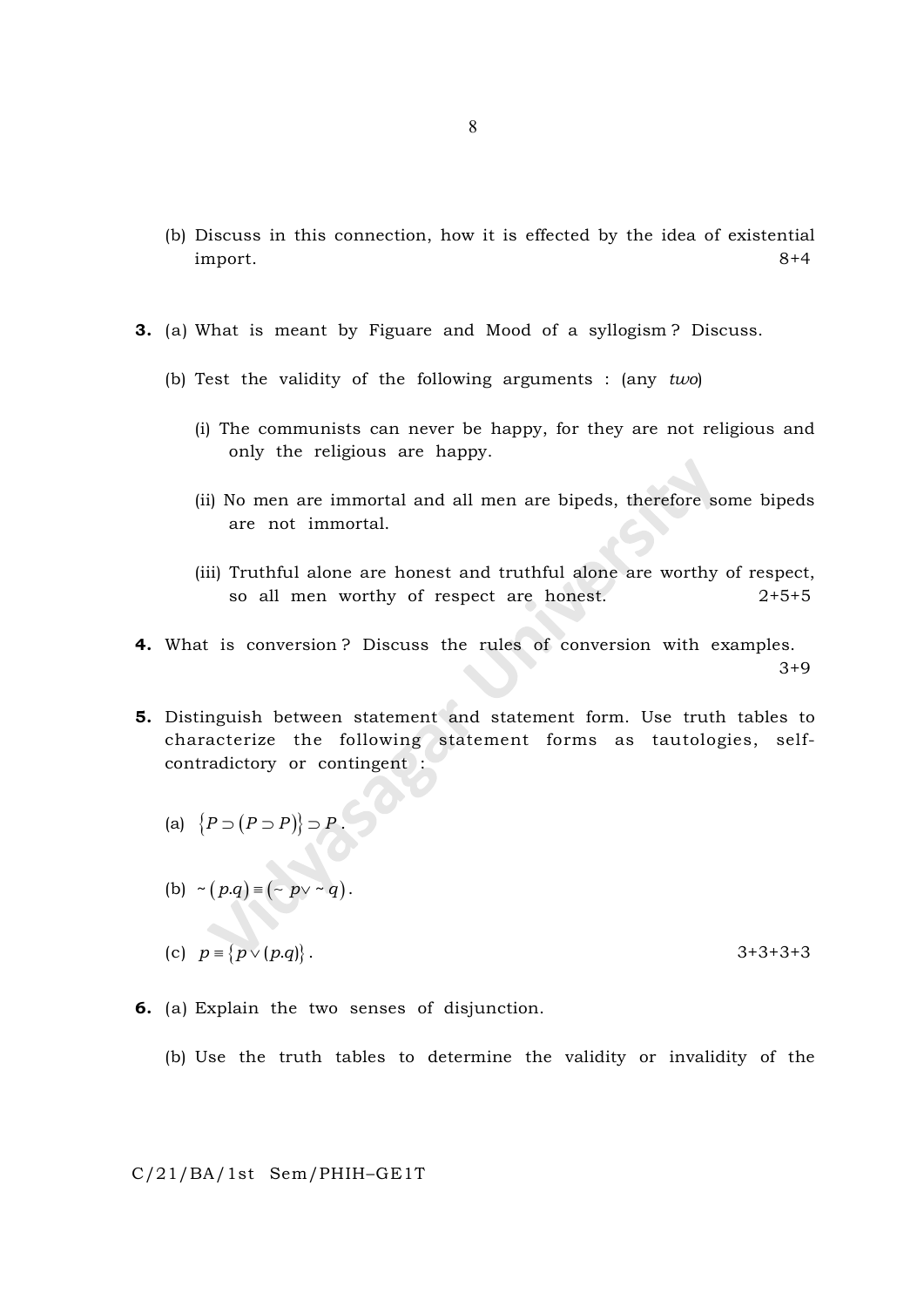(b) Discuss in this connection, how it is effected by the idea of existential import. 8+4

**3.** (a) What is meant by Figuare and Mood of a syllogism ? Discuss.

(b) Test the validity of the following arguments : (any *two*)

(i) The communists can never be happy, for they are not religious and only the religious are happy.

(ii) No men are immortal and all men are bipeds, therefore some bipeds are not immortal.

(iii) Truthful alone are honest and truthful alone are worthy of respect, so all men worthy of respect are honest. 2+5+5

**4.** What is conversion ? Discuss the rules of conversion with examples. 3+9

**5.** Distinguish between statement and statement form. Use truth tables to characterize the following statement forms as tautologies, self-contradictory or contingent :

(a) $\{P \supset (P \supset P)\} \supset P$.

(b) $\sim(p.q) \equiv (\sim p \vee \sim q)$.

(c) $p \equiv \{p \vee (p.q)\}$. 3+3+3+3

**6.** (a) Explain the two senses of disjunction.

(b) Use the truth tables to determine the validity or invalidity of the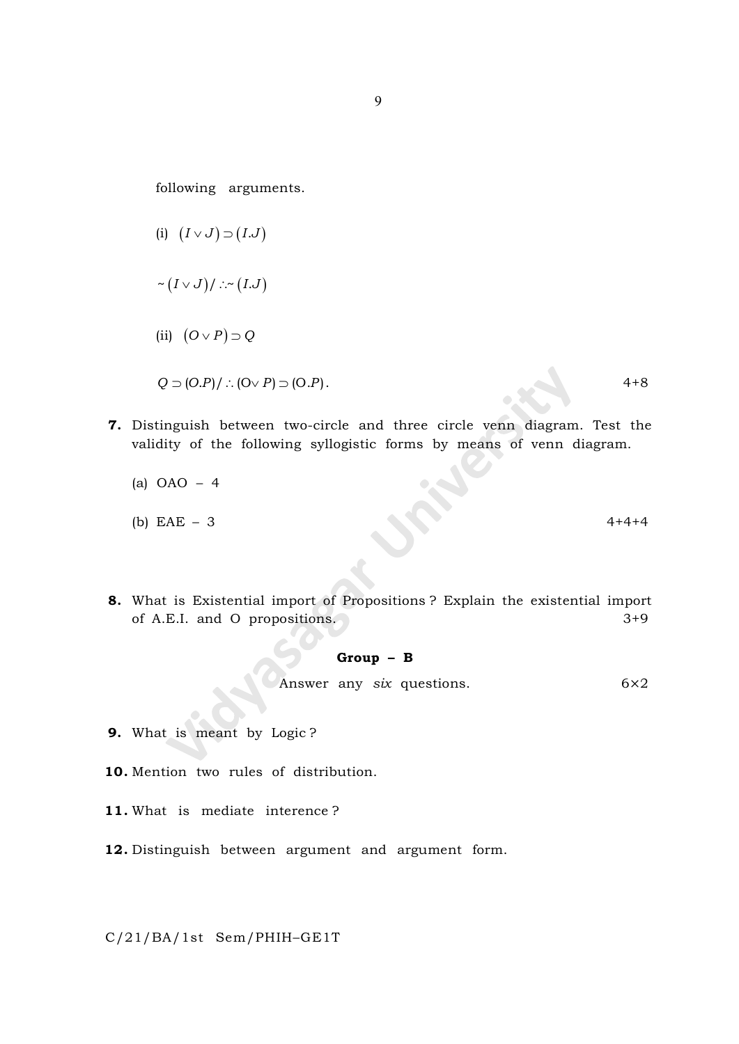following arguments.

(i) $(I \vee J) \supset (I.J)$

$\sim (I \vee J) / \therefore \sim (I.J)$

(ii) $(O \vee P) \supset Q$

$Q \supset (O.P) / \therefore (O \vee P) \supset (O.P)$. 4+8

**7.** Distinguish between two-circle and three circle venn diagram. Test the validity of the following syllogistic forms by means of venn diagram.

(a) OAO – 4

(b) EAE – 3 4+4+4

**8.** What is Existential import of Propositions ? Explain the existential import of A.E.I. and O propositions. 3+9

**Group – B**

Answer any *six* questions. 6×2

**9.** What is meant by Logic ?

**10.** Mention two rules of distribution.

**11.** What is mediate interence ?

**12.** Distinguish between argument and argument form.

C/21/BA/1st Sem/PHIH–GE1T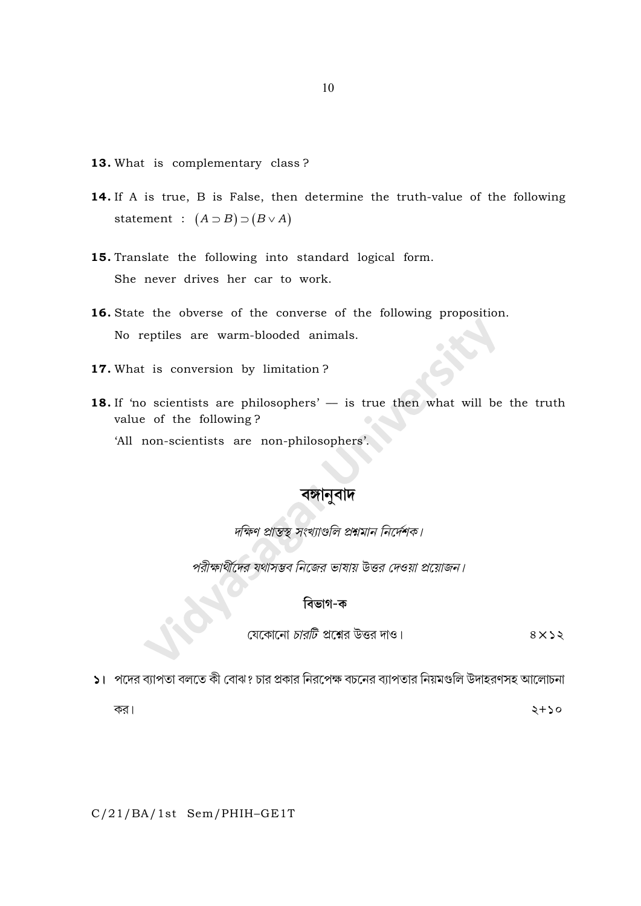13. What is complementary class ?

14. If A is true, B is False, then determine the truth-value of the following statement : $(A \supset B) \supset (B \vee A)$

15. Translate the following into standard logical form.
She never drives her car to work.

16. State the obverse of the converse of the following proposition.
No reptiles are warm-blooded animals.

17. What is conversion by limitation ?

18. If 'no scientists are philosophers' — is true then what will be the truth value of the following ?
'All non-scientists are non-philosophers'.

## বঙ্গানুবাদ

*দক্ষিণ প্রান্তস্থ সংখ্যাগুলি প্রশ্নমান নির্দেশক।*

*পরীক্ষার্থীদের যথাসম্ভব নিজের ভাষায় উত্তর দেওয়া প্রয়োজন।*

### বিভাগ-ক

যেকোনো *চারটি* প্রশ্নের উত্তর দাও। ৪×১২

১। পদের ব্যাপতা বলতে কী বোঝ? চার প্রকার নিরপেক্ষ বচনের ব্যাপতার নিয়মগুলি উদাহরণসহ আলোচনা কর। ২+১০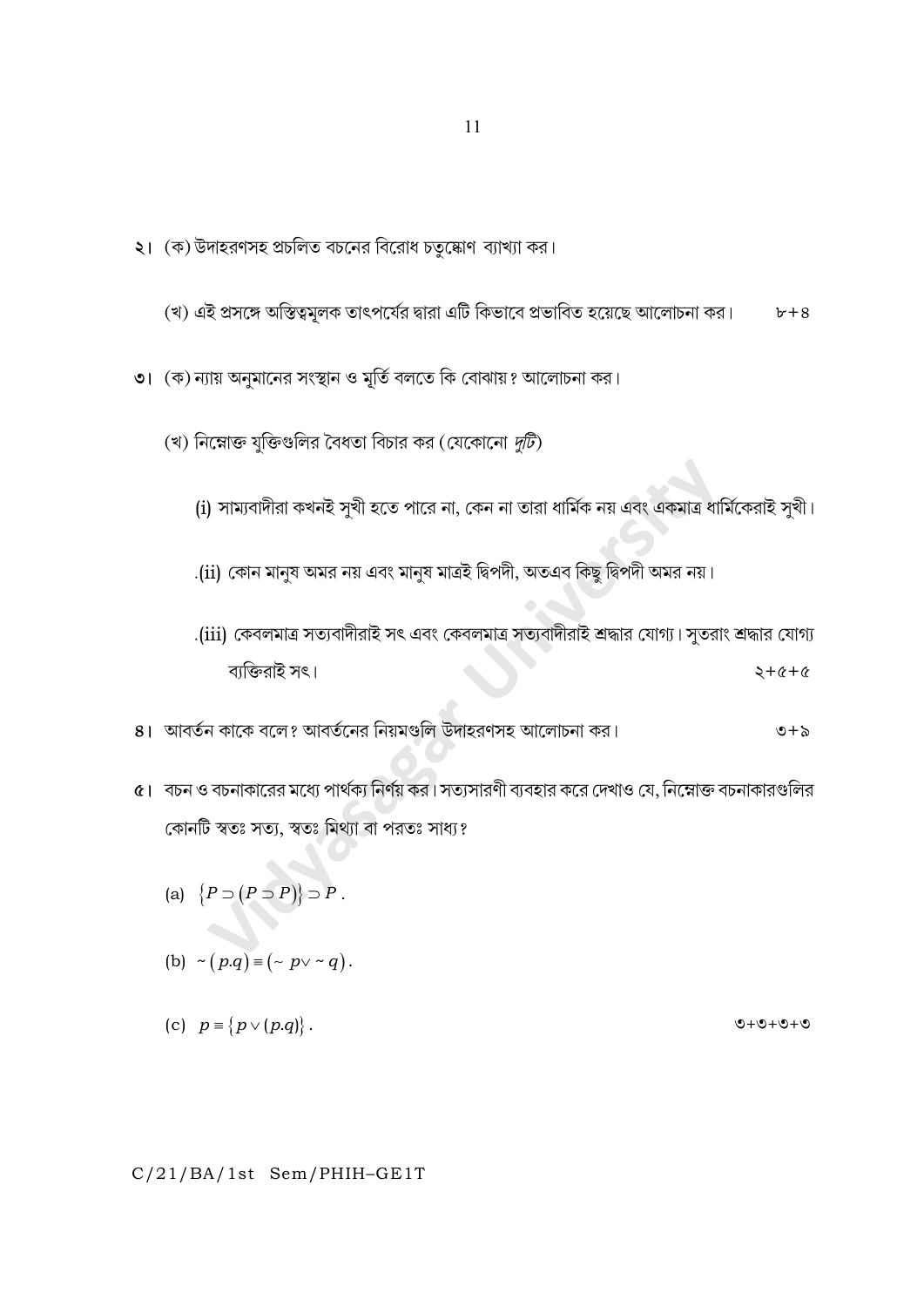২। (ক) উদাহরণসহ প্রচলিত বচনের বিরোধ চতুষ্কোণ ব্যাখ্যা কর।

(খ) এই প্রসঙ্গে অস্তিত্বমূলক তাৎপর্যের দ্বারা এটি কিভাবে প্রভাবিত হয়েছে আলোচনা কর। ৮+৪

৩। (ক) ন্যায় অনুমানের সংস্থান ও মূর্তি বলতে কি বোঝায়? আলোচনা কর।

(খ) নিম্নোক্ত যুক্তিগুলির বৈধতা বিচার কর (যেকোনো *দুটি*)

(i) সাম্যবাদীরা কখনই সুখী হতে পারে না, কেন না তারা ধার্মিক নয় এবং একমাত্র ধার্মিকেরাই সুখী।

(ii) কোন মানুষ অমর নয় এবং মানুষ মাত্রই দ্বিপদী, অতএব কিছু দ্বিপদী অমর নয়।

(iii) কেবলমাত্র সত্যবাদীরাই সৎ এবং কেবলমাত্র সত্যবাদীরাই শ্রদ্ধার যোগ্য। সুতরাং শ্রদ্ধার যোগ্য ব্যক্তিরাই সৎ। ২+৫+৫

৪। আবর্তন কাকে বলে? আবর্তনের নিয়মগুলি উদাহরণসহ আলোচনা কর। ৩+৯

৫। বচন ও বচনাকারের মধ্যে পার্থক্য নির্ণয় কর। সত্যসারণী ব্যবহার করে দেখাও যে, নিম্নোক্ত বচনাকারগুলির কোনটি স্বতঃ সত্য, স্বতঃ মিথ্যা বা পরতঃ সাধ্য?

(a) $\{P \supset (P \supset P)\} \supset P$ .

(b) $\sim(p.q) \equiv (\sim p \vee \sim q)$ .

(c) $p \equiv \{p \vee (p.q)\}$ . ৩+৩+৩+৩

C/21/BA/1st Sem/PHIH–GE1T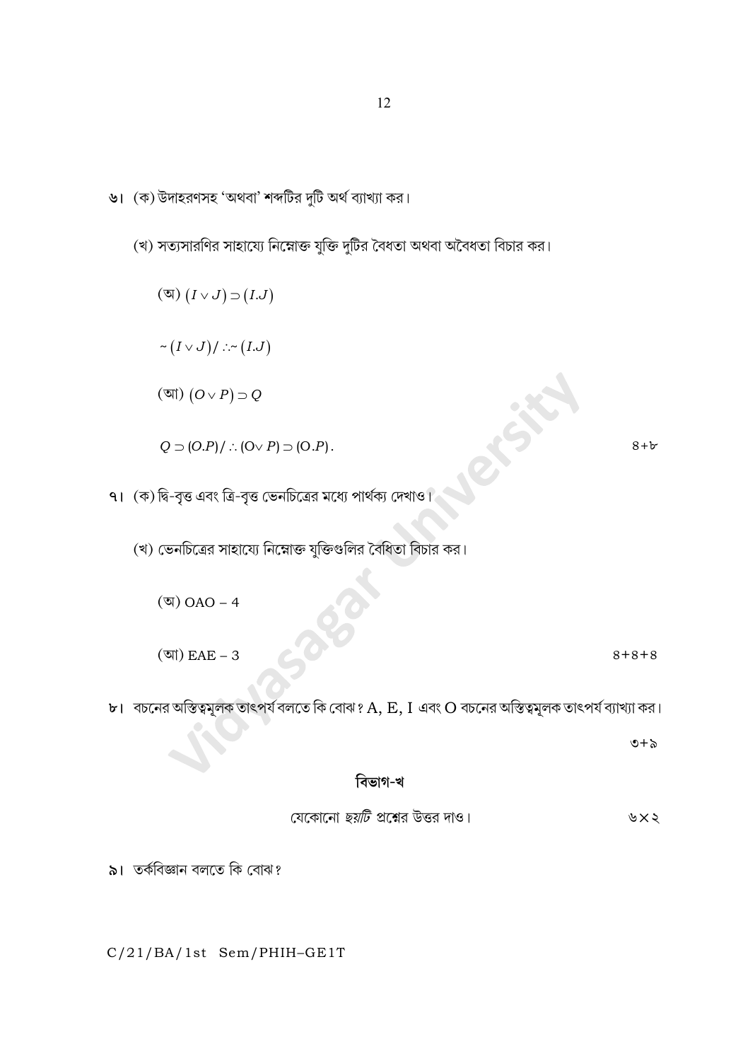৬। (ক) উদাহরণসহ 'অথবা' শব্দটির দুটি অর্থ ব্যাখ্যা কর।

(খ) সত্যসারণির সাহায্যে নিম্নোক্ত যুক্তি দুটির বৈধতা অথবা অবৈধতা বিচার কর।

(অ) $(I \vee J) \supset (I.J)$

$\sim (I \vee J) / \therefore \sim (I.J)$

(আ) $(O \vee P) \supset Q$

$Q \supset (O.P) / \therefore (O \vee P) \supset (O.P)$. 

৪+৮

৭। (ক) দ্বি-বৃত্ত এবং ত্রি-বৃত্ত ভেনচিত্রের মধ্যে পার্থক্য দেখাও।

(খ) ভেনচিত্রের সাহায্যে নিম্নোক্ত যুক্তিগুলির বৈধিতা বিচার কর।

(অ) OAO – 4

(আ) EAE – 3

৪+৪+৪

৮। বচনের অস্তিত্বমূলক তাৎপর্য বলতে কি বোঝ? A, E, I এবং O বচনের অস্তিত্বমূলক তাৎপর্য ব্যাখ্যা কর।

৩+৯

## বিভাগ-খ

যেকোনো *ছয়টি* প্রশ্নের উত্তর দাও। ৬×২

৯। তর্কবিজ্ঞান বলতে কি বোঝ?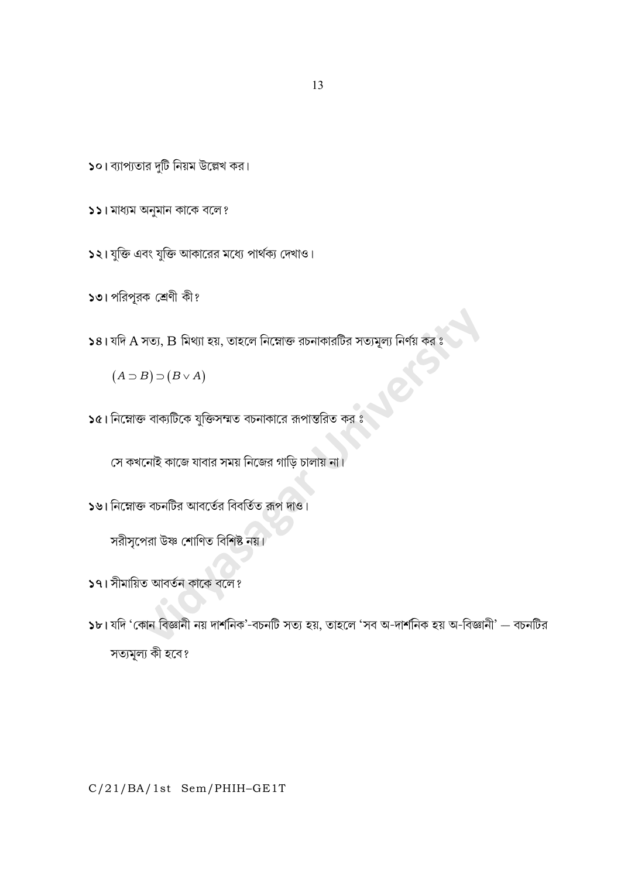১০। ব্যাপ্যতার দুটি নিয়ম উল্লেখ কর।

১১। মাধ্যম অনুমান কাকে বলে?

১২। যুক্তি এবং যুক্তি আকারের মধ্যে পার্থক্য দেখাও।

১৩। পরিপূরক শ্রেণী কী?

১৪। যদি A সত্য, B মিথ্যা হয়, তাহলে নিম্নোক্ত রচনাকারটির সত্যমূল্য নির্ণয় কর ঃ

$(A \supset B) \supset (B \vee A)$

১৫। নিম্নোক্ত বাক্যটিকে যুক্তিসম্মত বচনাকারে রূপান্তরিত কর ঃ

সে কখনোই কাজে যাবার সময় নিজের গাড়ি চালায় না।

১৬। নিম্নোক্ত বচনটির আবর্তের বিবর্তিত রূপ দাও।

সরীসৃপেরা উষ্ণ শোণিত বিশিষ্ট নয়।

১৭। সীমায়িত আবর্তন কাকে বলে?

১৮। যদি 'কোন বিজ্ঞানী নয় দার্শনিক'-বচনটি সত্য হয়, তাহলে 'সব অ-দার্শনিক হয় অ-বিজ্ঞানী' — বচনটির সত্যমূল্য কী হবে?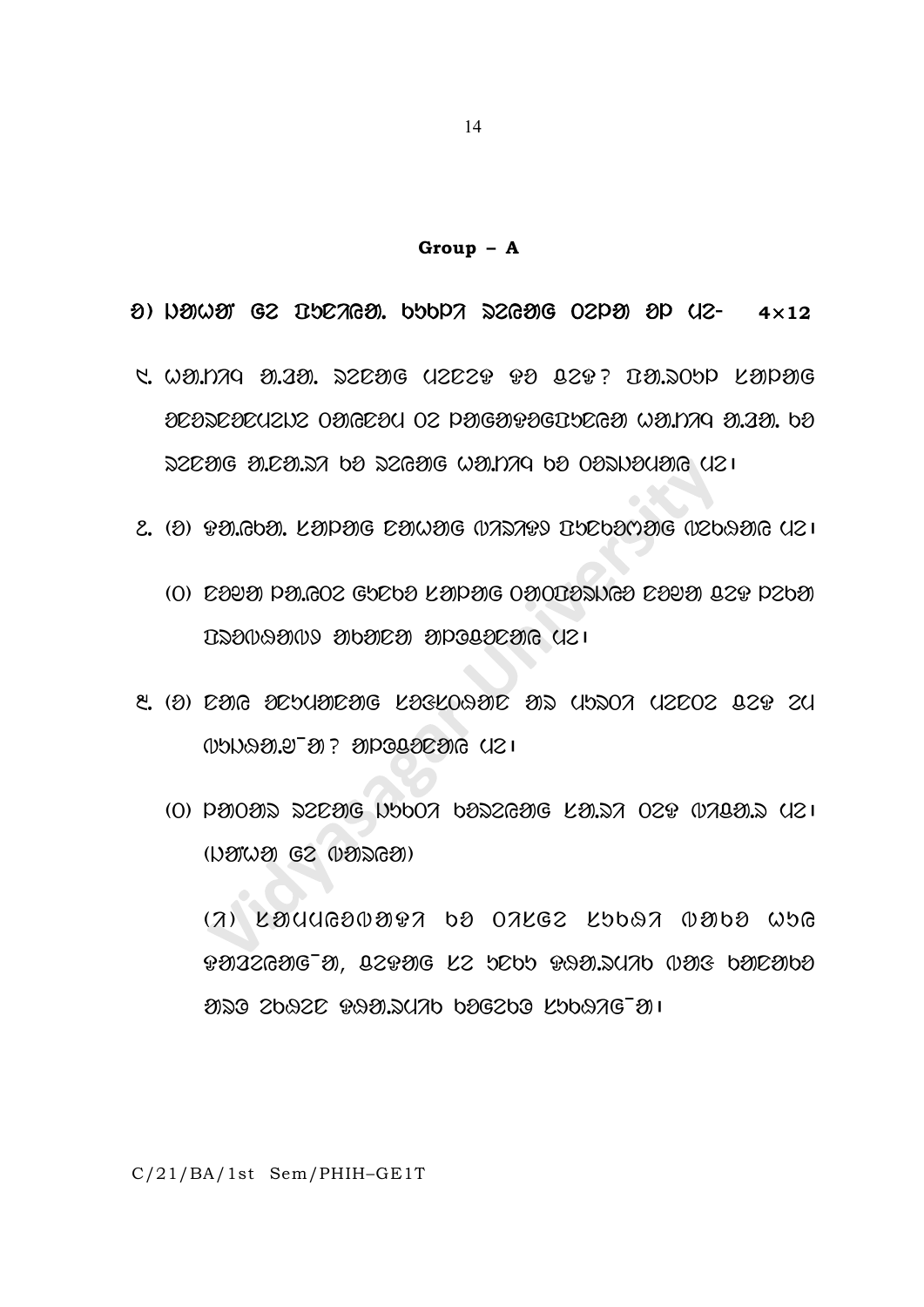## Group – A

ᱠ) ᱡᱟᱦᱟᱸ ᱜᱮ ᱯᱩᱱᱤᱭᱟᱜ. ᱠᱩᱠᱞᱤ ᱨᱮᱭᱟᱜ ᱛᱮᱞᱟ ᱚᱞ ᱢᱮ- 4×12

᱑. ᱣᱟ.ᱱᱤᱜ ᱟ.ᱛᱟ. ᱨᱮᱭᱟᱜ ᱢᱮᱱᱮᱥ ᱥᱟ ᱫᱮᱥ? ᱯᱟ.ᱨᱩᱠ ᱠᱟᱞᱟᱜ ᱟᱨᱟᱨᱟᱨᱢᱮᱨ ᱛᱟᱭᱟᱨᱢ ᱛᱮ ᱞᱟᱜᱟᱥᱟᱜᱯᱩᱨᱮᱭᱟ ᱣᱟ.ᱱᱤᱜ ᱟ.ᱛᱟ. ᱠᱟ ᱨᱮᱭᱟᱜ ᱟ.ᱨᱟ.ᱨᱤ ᱠᱟ ᱨᱮᱭᱟᱜ ᱣᱟ.ᱱᱤᱜ ᱠᱟ ᱛᱟᱨᱡᱟᱢᱟᱜ ᱢᱮ।

᱒. (ᱠ) ᱥᱟ.ᱭᱠᱟ. ᱠᱟᱞᱟᱜ ᱨᱟᱣᱟᱜ ᱫᱤᱨᱤᱥ ᱯᱩᱨᱠᱟᱣᱟᱜ ᱫᱮᱠᱟᱜ ᱢᱮ।

(ᱛ) ᱨᱟᱹᱡᱟ ᱞᱟ.ᱭᱛᱮ ᱜᱩᱨᱠᱟ ᱠᱟᱞᱟᱜ ᱛᱟᱛᱯᱟᱨᱡᱟᱜ ᱨᱟᱹᱡᱟ ᱫᱮᱥ ᱞᱮᱠᱟ ᱯᱩᱨᱟᱹᱨᱤ ᱢᱟᱠᱟᱨ ᱟᱞᱥᱟᱨᱤ ᱢᱮ।

᱓. (ᱠ) ᱨᱟᱜ ᱟᱨᱩᱢᱟᱨᱟᱜ ᱠᱟᱥᱠᱛᱟᱠᱟ ᱟᱨ ᱢᱩᱨᱛᱤ ᱢᱮᱨᱮᱛ ᱫᱮᱥ ᱮᱢ ᱫᱩᱡᱟᱹ.ᱚ̃ ᱟ? ᱟᱞᱥᱟᱨᱤ ᱢᱮ।

(ᱛ) ᱯᱟᱛᱟᱨ ᱨᱮᱭᱟᱜ ᱡᱩᱠᱛᱤ ᱠᱟᱨᱮᱭᱟᱜ ᱠᱟ.ᱨᱤ ᱛᱮᱥ ᱫᱤᱞᱟ.ᱨ ᱢᱮ।

(ᱡᱟᱦᱟᱸ ᱜᱮ ᱫᱟᱨᱟᱭ)

(ᱤ) ᱠᱟᱢᱢᱭᱟᱫᱟᱥᱤ ᱠᱟ ᱛᱤᱠᱜᱮ ᱠᱩᱠᱞᱤ ᱫᱟᱠᱟ ᱣᱩᱭ ᱥᱟᱨᱮᱭᱟᱜ-ᱟ, ᱫᱮᱥᱟᱜ ᱠᱮ ᱩᱨᱠᱩ ᱥᱟ.ᱨᱢᱤᱠ ᱫᱟᱜ ᱠᱟᱨᱟᱠᱟ ᱟᱨᱟ ᱮᱠᱟᱨᱮ ᱥᱟ.ᱨᱢᱤᱠ ᱠᱟᱜᱮᱠᱟ ᱠᱩᱠᱞᱤᱭᱟᱜ-ᱟ।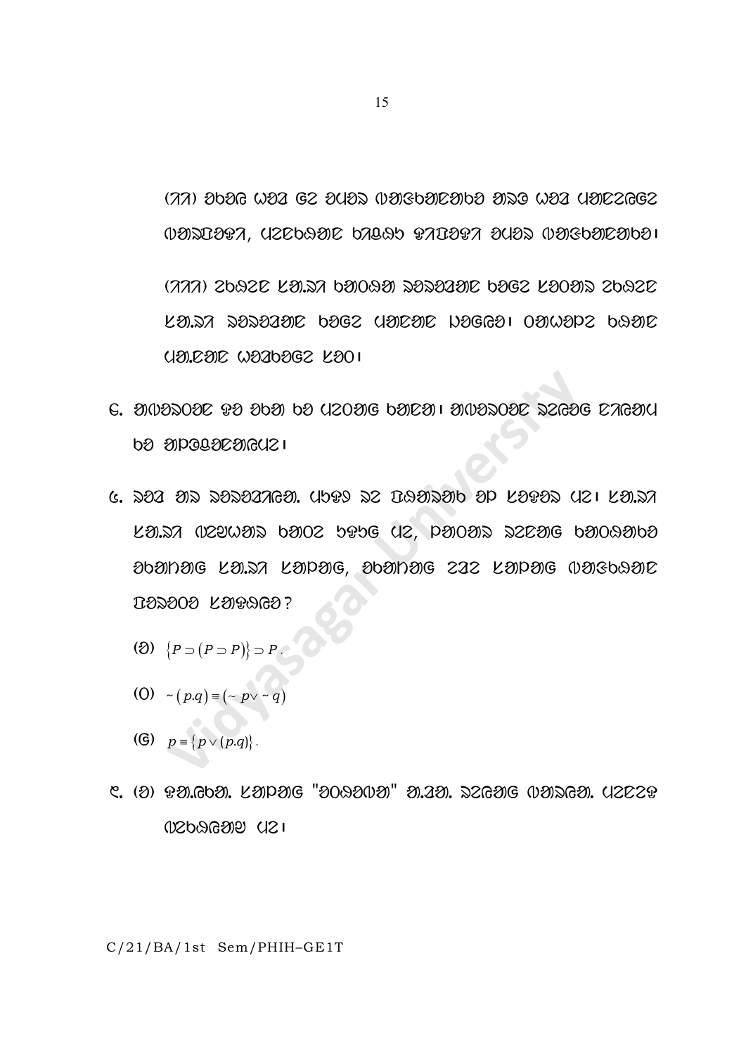(ᱤᱤ) ᱥᱮᱞᱮᱫ ᱣᱟᱫ ᱜᱮ ᱥᱩᱫᱟ ᱢᱟᱹᱞᱤᱭᱟᱹᱛᱟᱹᱭᱟ ᱟᱹᱲᱟ ᱣᱟᱫ ᱩᱱᱩᱫᱩᱜ ᱢᱟᱹᱥᱟᱹᱱᱟ, ᱩᱫᱩᱜᱥᱮᱫ ᱵᱟᱛᱟᱣ ᱥᱟᱹᱯᱟᱹᱱ ᱥᱩᱫᱟ ᱢᱟᱹᱞᱤᱭᱟᱹᱛᱟᱹᱭᱟ᱾

(ᱤᱤᱤ) ᱨᱚᱲᱮ ᱠᱟᱹᱢᱤ ᱵᱟᱹᱠᱚ ᱥᱟᱥᱟᱱᱟᱹᱯ ᱵᱟᱹᱜᱮ ᱠᱟᱹᱠᱟᱹᱥ ᱨᱚᱲᱮ ᱠᱟᱹᱢᱤ ᱥᱟᱥᱟᱱᱟᱹᱯ ᱵᱟᱹᱜᱮ ᱩᱱᱩᱫᱩᱜ ᱦᱚᱜᱚᱫᱚ᱾ ᱚᱱᱟᱣᱟᱯᱮ ᱵᱟᱹᱜᱮ ᱩᱠᱟᱹᱢᱮ ᱣᱟᱫᱥᱟᱹᱜᱮ ᱠᱟᱹᱚ᱾

᱕. ᱟᱹᱢᱟᱹᱥᱚᱫᱮ ᱥᱟ ᱥᱮᱫ ᱵᱟ ᱩᱨᱚᱢᱜ ᱵᱟᱹᱠᱟᱹ᱾ ᱟᱹᱢᱟᱹᱥᱚᱫᱮ ᱥᱨᱮᱫᱜ ᱠᱤᱜᱟᱹᱩ ᱵᱟ ᱟᱹᱯᱟᱹᱜᱟᱹᱠᱟᱹᱜᱩᱨ᱾

᱖. ᱥᱟᱫ ᱟᱹᱥ ᱥᱟᱥᱟᱱᱟᱹᱜᱟᱹ. ᱩᱵᱥᱟ ᱥᱨ ᱛᱟᱹᱥᱟᱹᱵ ᱟᱹᱯ ᱠᱟᱹᱥᱟᱹᱥ ᱩᱨ᱾ ᱠᱟᱹ.ᱥᱤ ᱠᱟᱹ.ᱥᱤ ᱢᱨᱣᱟᱹᱥ ᱵᱟᱹᱚᱨ ᱵᱥᱵᱜ ᱩᱨ, ᱯᱟᱹᱚᱟᱹᱥ ᱥᱨᱠᱟᱹᱜ ᱵᱟᱹᱚᱥᱟᱹᱵᱟ ᱟᱹᱵᱟᱹᱦᱟᱹᱜ ᱠᱟᱹ.ᱥᱤ ᱠᱟᱹᱯᱟᱹᱜ, ᱟᱹᱵᱟᱹᱦᱟᱹᱜ ᱨᱟᱨ ᱠᱟᱹᱯᱟᱹᱜ ᱢᱟᱹᱜᱵᱟᱹᱠ ᱛᱟᱥᱟᱚᱟ ᱠᱟᱹᱥᱟᱹᱜᱟ?

(ᱚ) $\{P \supset (P \supset P)\} \supset P$.

(ᱵ) $\sim (p.q) \equiv (\sim p \vee \sim q)$

(ᱜ) $p \equiv \{p \vee (p.q)\}$.

᱗. (ᱚ) ᱥᱟᱹ.ᱜᱵᱟᱹ. ᱠᱟᱹᱯᱟᱹᱜ "ᱟᱚᱥᱟᱚᱢᱟᱹ" ᱟᱹ.ᱛᱟᱹ. ᱥᱨᱜᱟᱹᱜ ᱢᱟᱹᱥᱜᱟᱹ. ᱩᱨᱠᱨᱥ ᱢᱨᱵᱥᱜᱟᱹᱩ ᱩᱨ᱾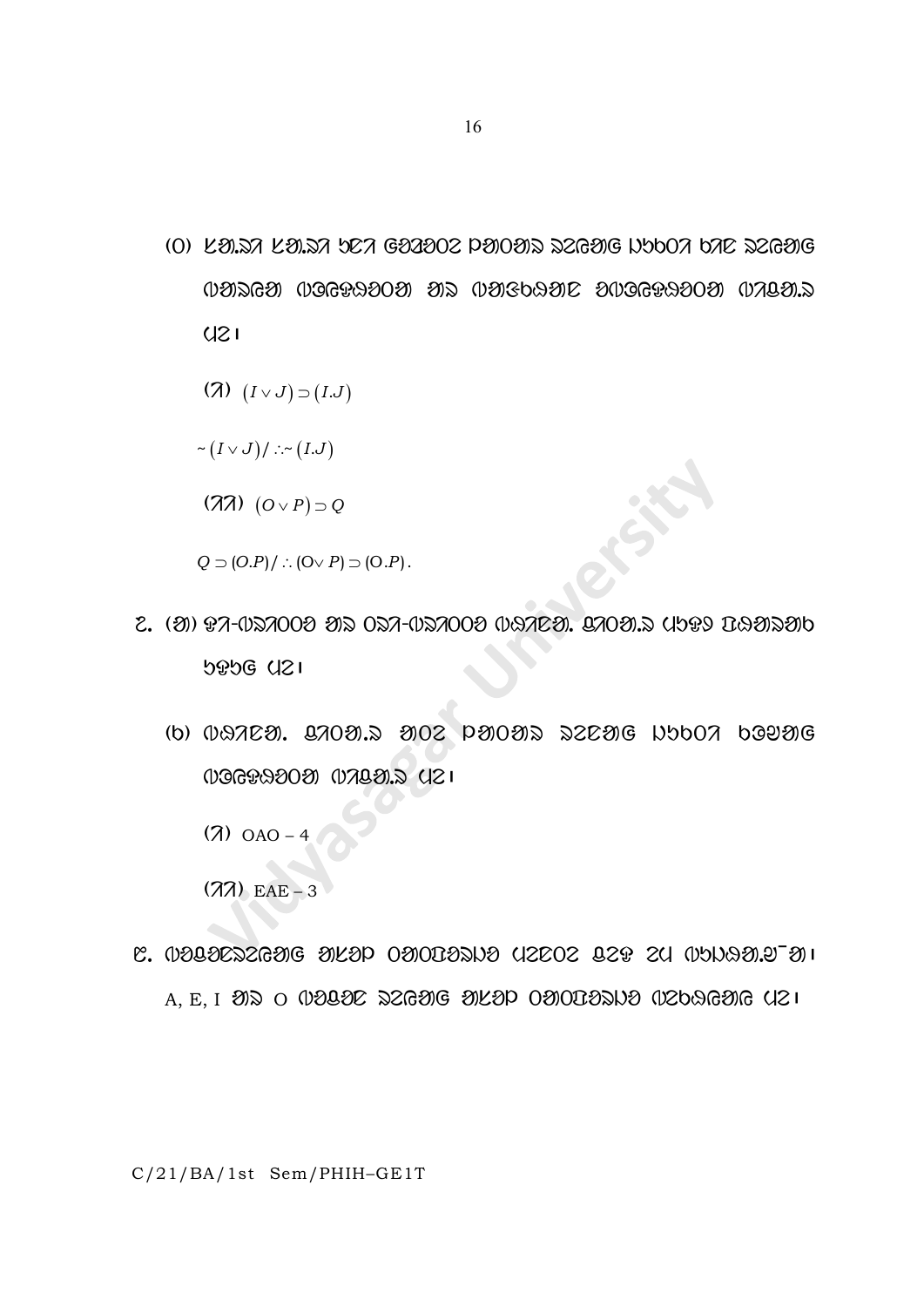(ᱜ) ᱞᱚᱢᱟ ᱞᱚᱢᱟ ᱥᱮᱫ ᱴᱨᱩᱛ ᱴᱮᱵᱩᱞ ᱯᱚᱨᱚᱠᱷ ᱦᱚᱨᱟ ᱵᱮᱵᱷᱟᱨ ᱛᱮ ᱱᱤᱭᱟᱹ ᱠᱟᱛᱷᱟ ᱵᱟᱛᱷᱟ ᱟᱨ ᱵᱟᱝ ᱵᱟᱛᱷᱟ ᱢᱮ ᱾

(ᱟ) $(I \vee J) \supset (I.J)$

$\sim (I \vee J) / \therefore \sim (I.J)$

(ᱟᱟ) $(O \vee P) \supset Q$

$Q \supset (O.P) / \therefore (O \vee P) \supset (O.P)$.

᱘. (ᱠ) ᱴᱟ-ᱢᱩᱫᱽ ᱟᱨ ᱚᱴᱟ-ᱢᱩᱫᱽ ᱢᱮᱴᱟᱹ. ᱯᱚᱨᱚᱠᱷ ᱢᱮᱫᱽ ᱵᱮᱵᱷᱟᱨ ᱥᱮᱛᱮ ᱢᱮ ᱾

(ᱵ) ᱢᱮᱴᱟᱹ. ᱯᱚᱨᱚᱠᱷ ᱟᱨ ᱴᱨᱩᱛ ᱴᱮᱵᱩᱞ ᱯᱚᱨᱚᱠᱷ ᱵᱮᱵᱷᱟᱨ ᱵᱟᱛᱷᱟ ᱢᱮ ᱾

(ᱟ) OAO – 4

(ᱟᱟ) EAE – 3

᱙. ᱢᱩᱞᱟᱹᱭ ᱥᱮᱫ ᱟᱨᱡᱷᱤ ᱚᱯᱚᱴᱚᱱᱚ ᱢᱮᱫᱚᱨ ᱯᱮᱦ ᱮᱢ ᱢᱮᱱᱟᱜ-ᱟ ᱾ A, E, I ᱟᱨ O ᱢᱩᱞᱟᱹᱭ ᱥᱮᱫ ᱟᱨᱡᱷᱤ ᱚᱯᱚᱴᱚᱱᱚ ᱢᱮᱵᱷᱟᱨ ᱢᱮ ᱾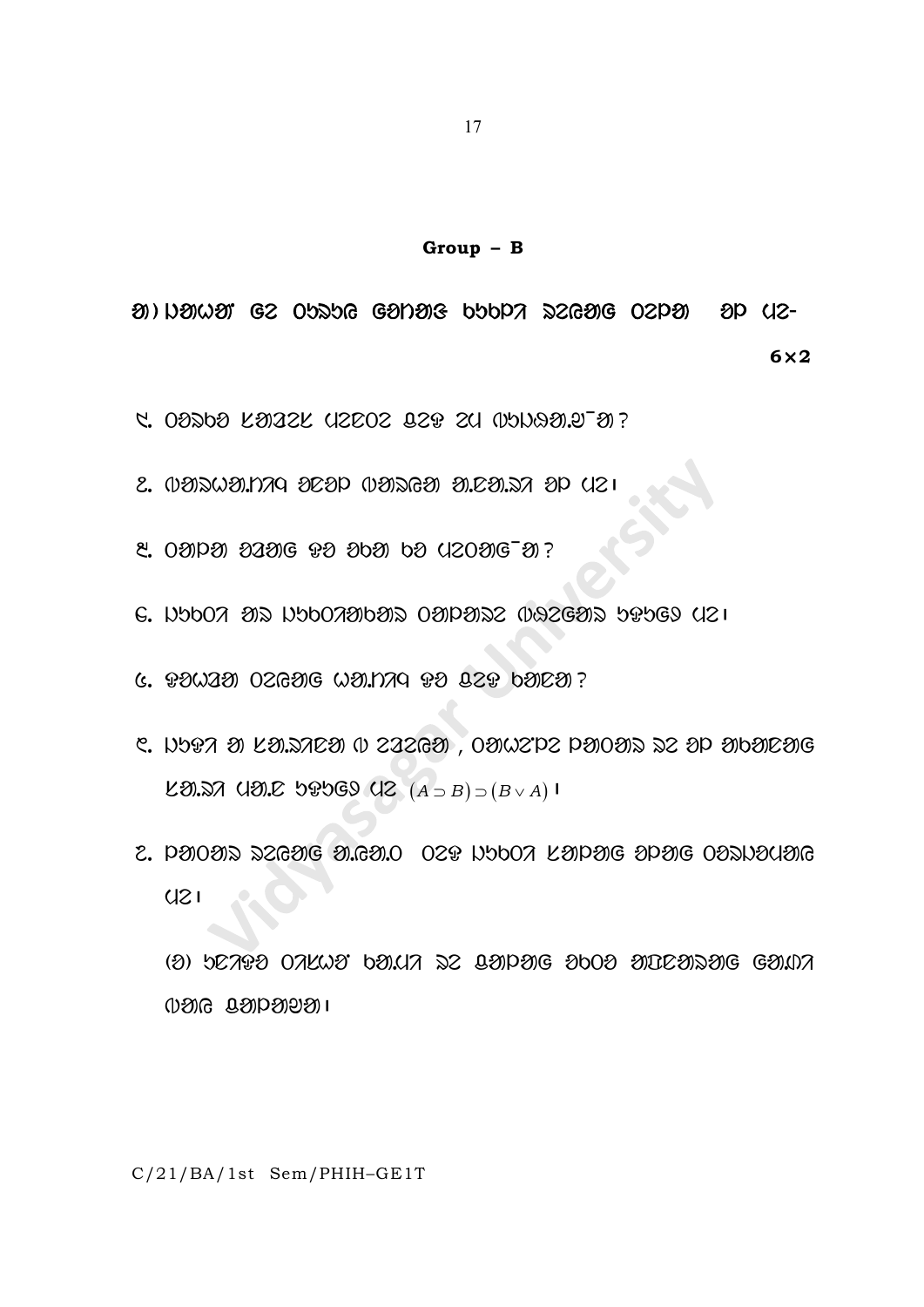**Group – B**

ᱠ) ᱡᱟᱦᱟᱸ ᱜᱮ ᱯᱟᱸᱪᱴᱟ ᱠᱩᱠᱞᱤ ᱨᱮᱭᱟᱜ ᱛᱮᱞᱟ ᱚᱞ ᱢᱮ-

**6×2**

᱑. …?

᱒. …।

᱓. …?

᱔. …।

᱕. …?

᱖. … $(A \supset B) \supset (B \vee A)$ ।

᱗. …।

(ᱠ) …।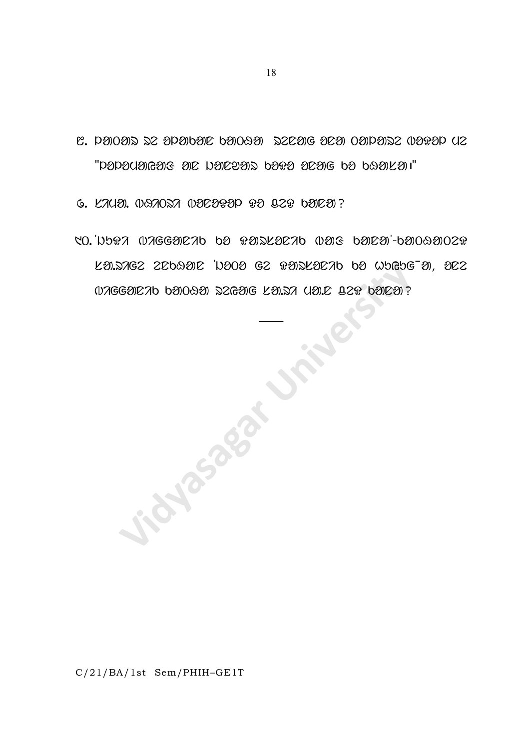᱘. ᱯᱟᱛᱟᱨ ᱨᱮ ᱟᱯᱟᱠᱟᱱ ᱠᱟᱛᱷᱟ ᱨᱮᱭᱟᱜ ᱟᱱᱟ ᱛᱟᱯᱟᱨᱮ ᱣᱟᱫᱟᱯ ᱞᱮ "ᱯᱟᱯᱟᱞᱟᱨᱟᱜ ᱟᱱ ᱞᱟᱱᱟᱛᱟᱨ ᱠᱟᱫᱟ ᱟᱱᱟᱜ ᱠᱟ ᱠᱟᱷᱢᱟ।"

᱙. ᱢᱤᱞᱟᱹ. ᱣᱟᱤᱛᱨᱤ ᱣᱟᱱᱟᱫᱟᱯ ᱫᱚ ᱪᱮᱫ ᱠᱟᱱᱟ?

᱑᱐. 'ᱞᱟᱫᱤ ᱣᱤᱜᱜᱟᱱᱤᱠ ᱠᱟ ᱫᱟᱨᱢᱟᱱᱤᱠ ᱣᱟᱜ ᱠᱟᱱᱟ'-ᱠᱟᱛᱷᱟᱛᱟᱛᱮᱫ ᱢᱟᱹᱨᱤᱜᱮ ᱮᱱᱠᱷᱟᱱ 'ᱞᱟᱛᱟ ᱜᱮ ᱫᱟᱨᱢᱟᱱᱤᱠ ᱠᱟ ᱣᱞᱟᱞᱜ-ᱟ, ᱟᱱᱮ ᱣᱤᱜᱜᱟᱱᱤᱠ ᱠᱟᱛᱷᱟ ᱨᱮᱭᱟᱜ ᱢᱟᱹᱨᱤ ᱞᱟᱹᱱ ᱪᱮᱫ ᱠᱟᱱᱟ?

———